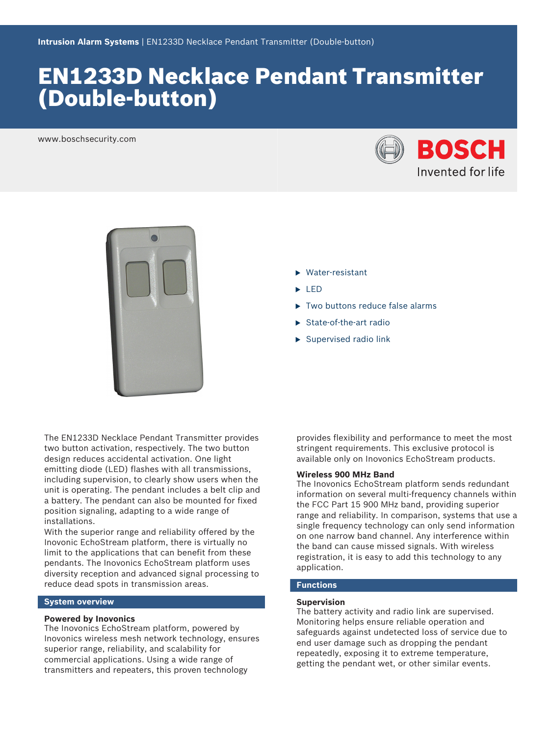Intrusion Alarm Systems | EN1233D Necklace Pendant Transmitter (Double-button)

# EN1233D Necklace Pendant Transmitter (Double-button)

www.boschsecurity.com

- Water-resistant
- LED
- Two buttons reduce false alarms
- State-of-the-art radio
- Supervised radio link

The EN1233D Necklace Pendant Transmitter provides two button activation, respectively. The two button design reduces accidental activation. One light emitting diode (LED) flashes with all transmissions, including supervision, to clearly show users when the unit is operating. The pendant includes a belt clip and a battery. The pendant can also be mounted for fixed position signaling, adapting to a wide range of installations.

With the superior range and reliability offered by the Inovonic EchoStream platform, there is virtually no limit to the applications that can benefit from these pendants. The Inovonics EchoStream platform uses diversity reception and advanced signal processing to reduce dead spots in transmission areas.

## System overview

### Powered by Inovonics

The Inovonics EchoStream platform, powered by Inovonics wireless mesh network technology, ensures superior range, reliability, and scalability for commercial applications. Using a wide range of transmitters and repeaters, this proven technology provides flexibility and performance to meet the most stringent requirements. This exclusive protocol is available only on Inovonics EchoStream products.

### Wireless 900 MHz Band

The Inovonics EchoStream platform sends redundant information on several multi-frequency channels within the FCC Part 15 900 MHz band, providing superior range and reliability. In comparison, systems that use a single frequency technology can only send information on one narrow band channel. Any interference within the band can cause missed signals. With wireless registration, it is easy to add this technology to any application.

## Functions

### Supervision

The battery activity and radio link are supervised. Monitoring helps ensure reliable operation and safeguards against undetected loss of service due to end user damage such as dropping the pendant repeatedly, exposing it to extreme temperature, getting the pendant wet, or other similar events.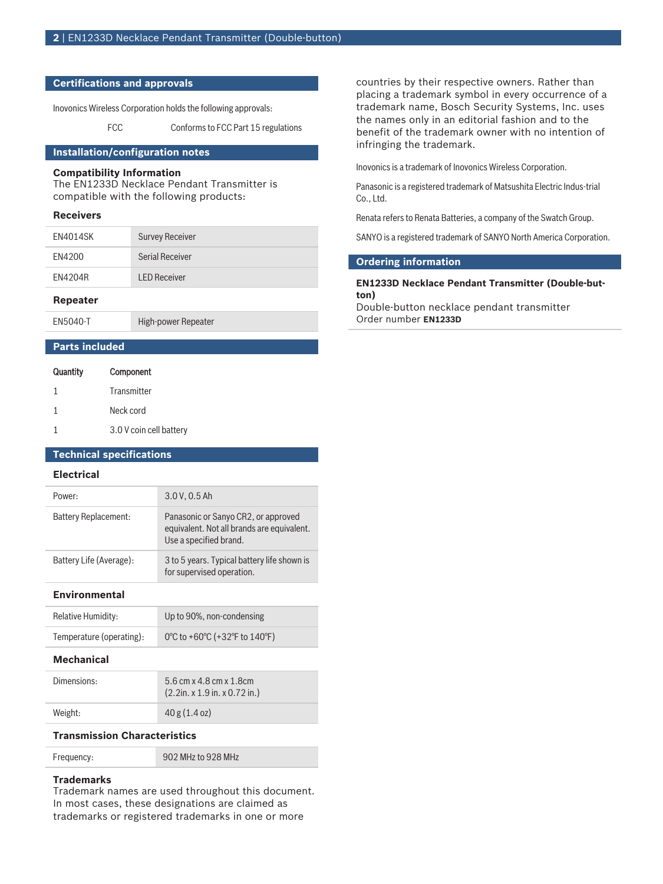## Certifications and approvals

Inovonics Wireless Corporation holds the following approvals:

| | |
|---|---|
| FCC | Conforms to FCC Part 15 regulations |

## Installation/configuration notes

### Compatibility Information

The EN1233D Necklace Pendant Transmitter is compatible with the following products:

### Receivers

| | |
|---|---|
| EN4014SK | Survey Receiver |
| EN4200 | Serial Receiver |
| EN4204R | LED Receiver |

### Repeater

| | |
|---|---|
| EN5040-T | High-power Repeater |

## Parts included

| Quantity | Component |
|---|---|
| 1 | Transmitter |
| 1 | Neck cord |
| 1 | 3.0 V coin cell battery |

## Technical specifications

### Electrical

| | |
|---|---|
| Power: | 3.0 V, 0.5 Ah |
| Battery Replacement: | Panasonic or Sanyo CR2, or approved equivalent. Not all brands are equivalent. Use a specified brand. |
| Battery Life (Average): | 3 to 5 years. Typical battery life shown is for supervised operation. |

### Environmental

| | |
|---|---|
| Relative Humidity: | Up to 90%, non-condensing |
| Temperature (operating): | 0°C to +60°C (+32°F to 140°F) |

### Mechanical

| | |
|---|---|
| Dimensions: | 5.6 cm x 4.8 cm x 1.8cm (2.2in. x 1.9 in. x 0.72 in.) |
| Weight: | 40 g (1.4 oz) |

### Transmission Characteristics

| | |
|---|---|
| Frequency: | 902 MHz to 928 MHz |

### Trademarks

Trademark names are used throughout this document. In most cases, these designations are claimed as trademarks or registered trademarks in one or more countries by their respective owners. Rather than placing a trademark symbol in every occurrence of a trademark name, Bosch Security Systems, Inc. uses the names only in an editorial fashion and to the benefit of the trademark owner with no intention of infringing the trademark.

Inovonics is a trademark of Inovonics Wireless Corporation.

Panasonic is a registered trademark of Matsushita Electric Indus-trial Co., Ltd.

Renata refers to Renata Batteries, a company of the Swatch Group.

SANYO is a registered trademark of SANYO North America Corporation.

## Ordering information

**EN1233D Necklace Pendant Transmitter (Double-button)**
Double-button necklace pendant transmitter
Order number **EN1233D**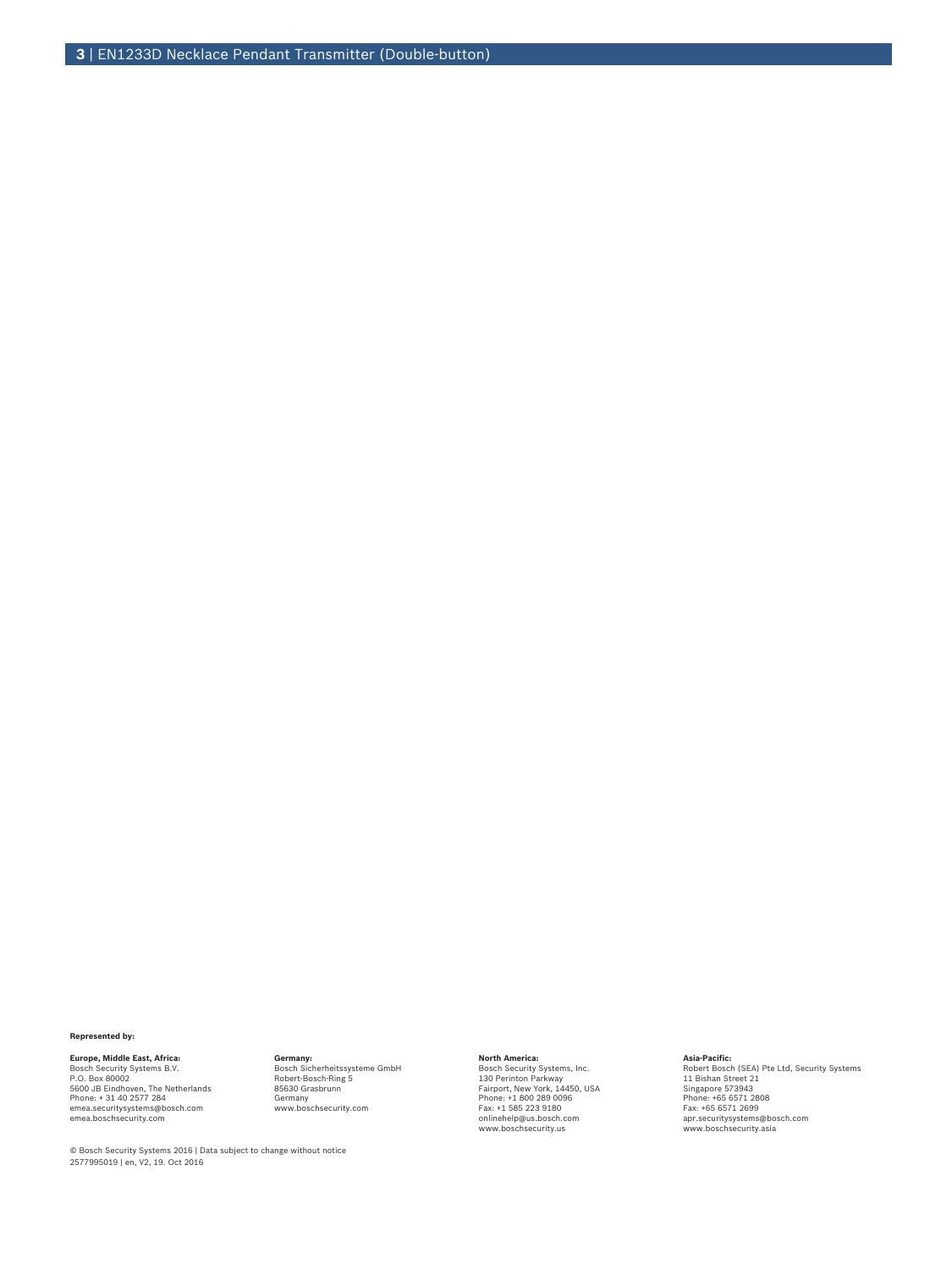**Represented by:**

**Europe, Middle East, Africa:**
Bosch Security Systems B.V.
P.O. Box 80002
5600 JB Eindhoven, The Netherlands
Phone: + 31 40 2577 284
emea.securitysystems@bosch.com
emea.boschsecurity.com

**Germany:**
Bosch Sicherheitssysteme GmbH
Robert-Bosch-Ring 5
85630 Grasbrunn
Germany
www.boschsecurity.com

**North America:**
Bosch Security Systems, Inc.
130 Perinton Parkway
Fairport, New York, 14450, USA
Phone: +1 800 289 0096
Fax: +1 585 223 9180
onlinehelp@us.bosch.com
www.boschsecurity.us

**Asia-Pacific:**
Robert Bosch (SEA) Pte Ltd, Security Systems
11 Bishan Street 21
Singapore 573943
Phone: +65 6571 2808
Fax: +65 6571 2699
apr.securitysystems@bosch.com
www.boschsecurity.asia

© Bosch Security Systems 2016 | Data subject to change without notice
2577995019 | en, V2, 19. Oct 2016